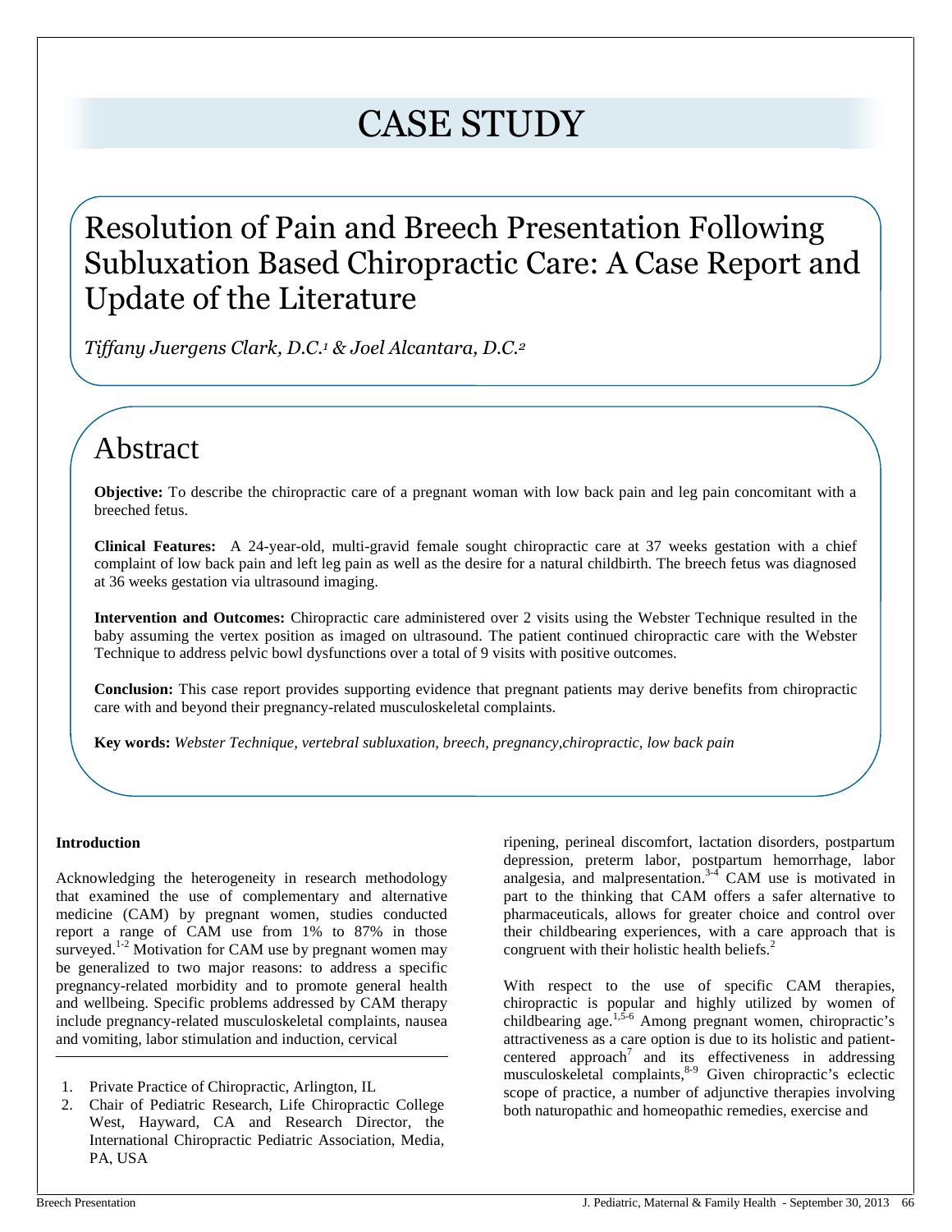# CASE STUDY

## Resolution of Pain and Breech Presentation Following Subluxation Based Chiropractic Care: A Case Report and Update of the Literature

*Tiffany Juergens Clark, D.C.[1] & Joel Alcantara, D.C.[2]*

## Abstract

**Objective:** To describe the chiropractic care of a pregnant woman with low back pain and leg pain concomitant with a breeched fetus.

**Clinical Features:** A 24-year-old, multi-gravid female sought chiropractic care at 37 weeks gestation with a chief complaint of low back pain and left leg pain as well as the desire for a natural childbirth. The breech fetus was diagnosed at 36 weeks gestation via ultrasound imaging.

**Intervention and Outcomes:** Chiropractic care administered over 2 visits using the Webster Technique resulted in the baby assuming the vertex position as imaged on ultrasound. The patient continued chiropractic care with the Webster Technique to address pelvic bowl dysfunctions over a total of 9 visits with positive outcomes.

**Conclusion:** This case report provides supporting evidence that pregnant patients may derive benefits from chiropractic care with and beyond their pregnancy-related musculoskeletal complaints.

**Key words:** *Webster Technique, vertebral subluxation, breech, pregnancy,chiropractic, low back pain*

### Introduction

Acknowledging the heterogeneity in research methodology that examined the use of complementary and alternative medicine (CAM) by pregnant women, studies conducted report a range of CAM use from 1% to 87% in those surveyed.[1-2] Motivation for CAM use by pregnant women may be generalized to two major reasons: to address a specific pregnancy-related morbidity and to promote general health and wellbeing. Specific problems addressed by CAM therapy include pregnancy-related musculoskeletal complaints, nausea and vomiting, labor stimulation and induction, cervical ripening, perineal discomfort, lactation disorders, postpartum depression, preterm labor, postpartum hemorrhage, labor analgesia, and malpresentation.[3-4] CAM use is motivated in part to the thinking that CAM offers a safer alternative to pharmaceuticals, allows for greater choice and control over their childbearing experiences, with a care approach that is congruent with their holistic health beliefs.[2]

With respect to the use of specific CAM therapies, chiropractic is popular and highly utilized by women of childbearing age.[1,5-6] Among pregnant women, chiropractic's attractiveness as a care option is due to its holistic and patient-centered approach[7] and its effectiveness in addressing musculoskeletal complaints,[8-9] Given chiropractic's eclectic scope of practice, a number of adjunctive therapies involving both naturopathic and homeopathic remedies, exercise and

1. Private Practice of Chiropractic, Arlington, IL
2. Chair of Pediatric Research, Life Chiropractic College West, Hayward, CA and Research Director, the International Chiropractic Pediatric Association, Media, PA, USA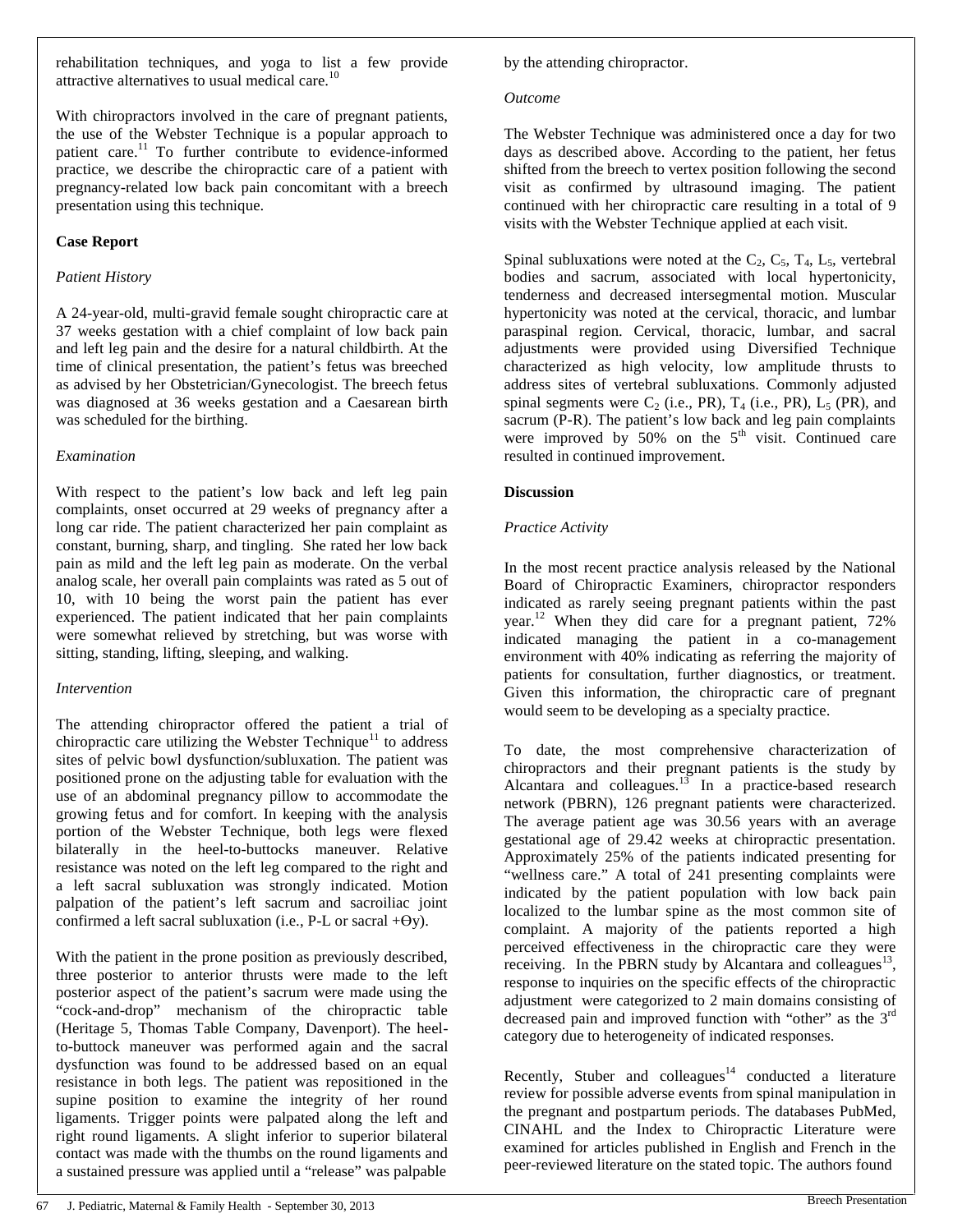rehabilitation techniques, and yoga to list a few provide attractive alternatives to usual medical care.[10]

With chiropractors involved in the care of pregnant patients, the use of the Webster Technique is a popular approach to patient care.[11] To further contribute to evidence-informed practice, we describe the chiropractic care of a patient with pregnancy-related low back pain concomitant with a breech presentation using this technique.

## Case Report

### *Patient History*

A 24-year-old, multi-gravid female sought chiropractic care at 37 weeks gestation with a chief complaint of low back pain and left leg pain and the desire for a natural childbirth. At the time of clinical presentation, the patient's fetus was breeched as advised by her Obstetrician/Gynecologist. The breech fetus was diagnosed at 36 weeks gestation and a Caesarean birth was scheduled for the birthing.

### *Examination*

With respect to the patient's low back and left leg pain complaints, onset occurred at 29 weeks of pregnancy after a long car ride. The patient characterized her pain complaint as constant, burning, sharp, and tingling. She rated her low back pain as mild and the left leg pain as moderate. On the verbal analog scale, her overall pain complaints was rated as 5 out of 10, with 10 being the worst pain the patient has ever experienced. The patient indicated that her pain complaints were somewhat relieved by stretching, but was worse with sitting, standing, lifting, sleeping, and walking.

### *Intervention*

The attending chiropractor offered the patient a trial of chiropractic care utilizing the Webster Technique[11] to address sites of pelvic bowl dysfunction/subluxation. The patient was positioned prone on the adjusting table for evaluation with the use of an abdominal pregnancy pillow to accommodate the growing fetus and for comfort. In keeping with the analysis portion of the Webster Technique, both legs were flexed bilaterally in the heel-to-buttocks maneuver. Relative resistance was noted on the left leg compared to the right and a left sacral subluxation was strongly indicated. Motion palpation of the patient's left sacrum and sacroiliac joint confirmed a left sacral subluxation (i.e., P-L or sacral +Θy).

With the patient in the prone position as previously described, three posterior to anterior thrusts were made to the left posterior aspect of the patient's sacrum were made using the "cock-and-drop" mechanism of the chiropractic table (Heritage 5, Thomas Table Company, Davenport). The heel-to-buttock maneuver was performed again and the sacral dysfunction was found to be addressed based on an equal resistance in both legs. The patient was repositioned in the supine position to examine the integrity of her round ligaments. Trigger points were palpated along the left and right round ligaments. A slight inferior to superior bilateral contact was made with the thumbs on the round ligaments and a sustained pressure was applied until a "release" was palpable by the attending chiropractor.

### *Outcome*

The Webster Technique was administered once a day for two days as described above. According to the patient, her fetus shifted from the breech to vertex position following the second visit as confirmed by ultrasound imaging. The patient continued with her chiropractic care resulting in a total of 9 visits with the Webster Technique applied at each visit.

Spinal subluxations were noted at the $C_2$, $C_5$, $T_4$, $L_5$, vertebral bodies and sacrum, associated with local hypertonicity, tenderness and decreased intersegmental motion. Muscular hypertonicity was noted at the cervical, thoracic, and lumbar paraspinal region. Cervical, thoracic, lumbar, and sacral adjustments were provided using Diversified Technique characterized as high velocity, low amplitude thrusts to address sites of vertebral subluxations. Commonly adjusted spinal segments were $C_2$ (i.e., PR), $T_4$ (i.e., PR), $L_5$ (PR), and sacrum (P-R). The patient's low back and leg pain complaints were improved by 50% on the 5th visit. Continued care resulted in continued improvement.

## Discussion

### *Practice Activity*

In the most recent practice analysis released by the National Board of Chiropractic Examiners, chiropractor responders indicated as rarely seeing pregnant patients within the past year.[12] When they did care for a pregnant patient, 72% indicated managing the patient in a co-management environment with 40% indicating as referring the majority of patients for consultation, further diagnostics, or treatment. Given this information, the chiropractic care of pregnant would seem to be developing as a specialty practice.

To date, the most comprehensive characterization of chiropractors and their pregnant patients is the study by Alcantara and colleagues.[13] In a practice-based research network (PBRN), 126 pregnant patients were characterized. The average patient age was 30.56 years with an average gestational age of 29.42 weeks at chiropractic presentation. Approximately 25% of the patients indicated presenting for "wellness care." A total of 241 presenting complaints were indicated by the patient population with low back pain localized to the lumbar spine as the most common site of complaint. A majority of the patients reported a high perceived effectiveness in the chiropractic care they were receiving. In the PBRN study by Alcantara and colleagues[13], response to inquiries on the specific effects of the chiropractic adjustment were categorized to 2 main domains consisting of decreased pain and improved function with "other" as the 3rd category due to heterogeneity of indicated responses.

Recently, Stuber and colleagues[14] conducted a literature review for possible adverse events from spinal manipulation in the pregnant and postpartum periods. The databases PubMed, CINAHL and the Index to Chiropractic Literature were examined for articles published in English and French in the peer-reviewed literature on the stated topic. The authors found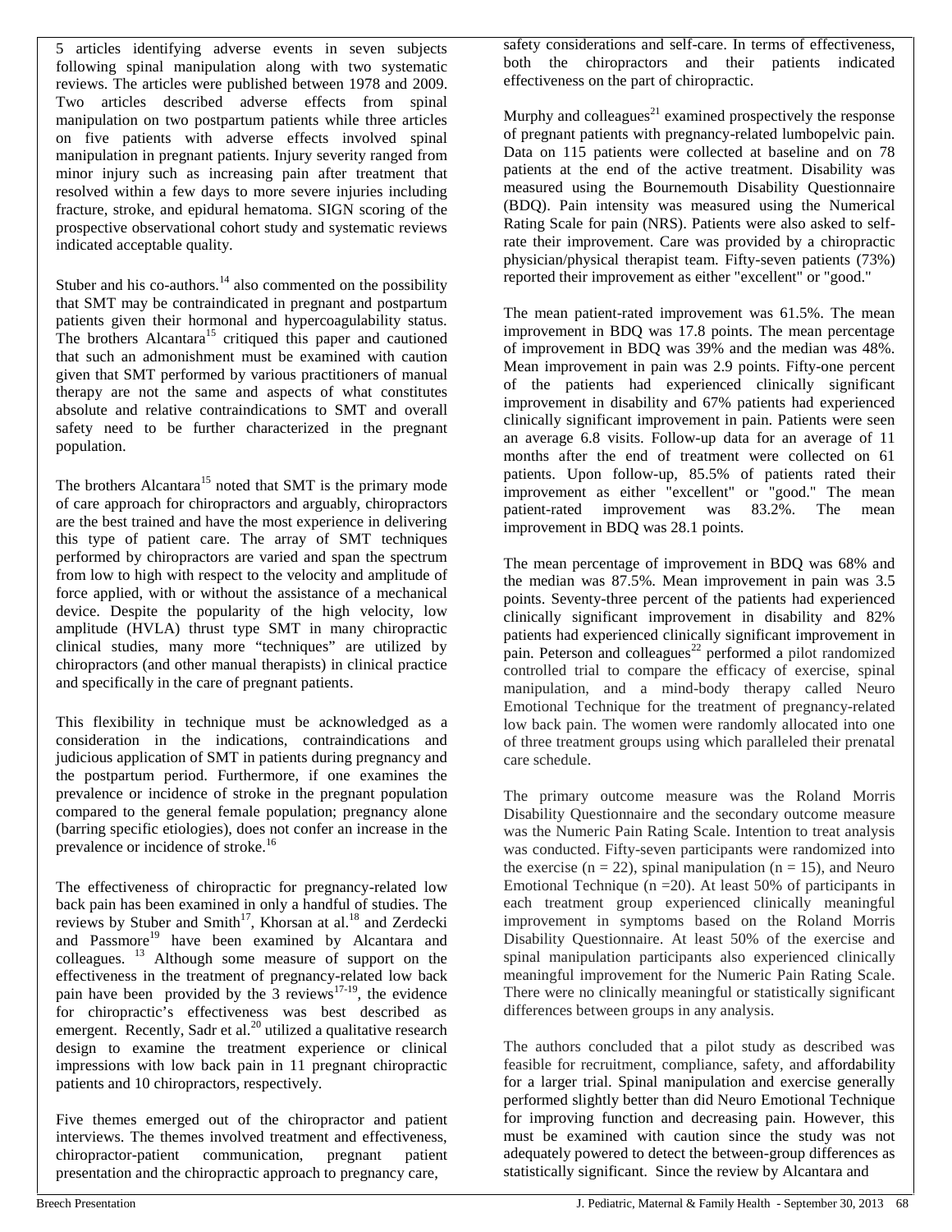5 articles identifying adverse events in seven subjects following spinal manipulation along with two systematic reviews. The articles were published between 1978 and 2009. Two articles described adverse effects from spinal manipulation on two postpartum patients while three articles on five patients with adverse effects involved spinal manipulation in pregnant patients. Injury severity ranged from minor injury such as increasing pain after treatment that resolved within a few days to more severe injuries including fracture, stroke, and epidural hematoma. SIGN scoring of the prospective observational cohort study and systematic reviews indicated acceptable quality.

Stuber and his co-authors.[14] also commented on the possibility that SMT may be contraindicated in pregnant and postpartum patients given their hormonal and hypercoagulability status. The brothers Alcantara[15] critiqued this paper and cautioned that such an admonishment must be examined with caution given that SMT performed by various practitioners of manual therapy are not the same and aspects of what constitutes absolute and relative contraindications to SMT and overall safety need to be further characterized in the pregnant population.

The brothers Alcantara[15] noted that SMT is the primary mode of care approach for chiropractors and arguably, chiropractors are the best trained and have the most experience in delivering this type of patient care. The array of SMT techniques performed by chiropractors are varied and span the spectrum from low to high with respect to the velocity and amplitude of force applied, with or without the assistance of a mechanical device. Despite the popularity of the high velocity, low amplitude (HVLA) thrust type SMT in many chiropractic clinical studies, many more "techniques" are utilized by chiropractors (and other manual therapists) in clinical practice and specifically in the care of pregnant patients.

This flexibility in technique must be acknowledged as a consideration in the indications, contraindications and judicious application of SMT in patients during pregnancy and the postpartum period. Furthermore, if one examines the prevalence or incidence of stroke in the pregnant population compared to the general female population; pregnancy alone (barring specific etiologies), does not confer an increase in the prevalence or incidence of stroke.[16]

The effectiveness of chiropractic for pregnancy-related low back pain has been examined in only a handful of studies. The reviews by Stuber and Smith[17], Khorsan at al.[18] and Zerdecki and Passmore[19] have been examined by Alcantara and colleagues. [13] Although some measure of support on the effectiveness in the treatment of pregnancy-related low back pain have been provided by the 3 reviews[17-19], the evidence for chiropractic's effectiveness was best described as emergent. Recently, Sadr et al.[20] utilized a qualitative research design to examine the treatment experience or clinical impressions with low back pain in 11 pregnant chiropractic patients and 10 chiropractors, respectively.

Five themes emerged out of the chiropractor and patient interviews. The themes involved treatment and effectiveness, chiropractor-patient communication, pregnant patient presentation and the chiropractic approach to pregnancy care, safety considerations and self-care. In terms of effectiveness, both the chiropractors and their patients indicated effectiveness on the part of chiropractic.

Murphy and colleagues[21] examined prospectively the response of pregnant patients with pregnancy-related lumbopelvic pain. Data on 115 patients were collected at baseline and on 78 patients at the end of the active treatment. Disability was measured using the Bournemouth Disability Questionnaire (BDQ). Pain intensity was measured using the Numerical Rating Scale for pain (NRS). Patients were also asked to self-rate their improvement. Care was provided by a chiropractic physician/physical therapist team. Fifty-seven patients (73%) reported their improvement as either "excellent" or "good."

The mean patient-rated improvement was 61.5%. The mean improvement in BDQ was 17.8 points. The mean percentage of improvement in BDQ was 39% and the median was 48%. Mean improvement in pain was 2.9 points. Fifty-one percent of the patients had experienced clinically significant improvement in disability and 67% patients had experienced clinically significant improvement in pain. Patients were seen an average 6.8 visits. Follow-up data for an average of 11 months after the end of treatment were collected on 61 patients. Upon follow-up, 85.5% of patients rated their improvement as either "excellent" or "good." The mean patient-rated improvement was 83.2%. The mean improvement in BDQ was 28.1 points.

The mean percentage of improvement in BDQ was 68% and the median was 87.5%. Mean improvement in pain was 3.5 points. Seventy-three percent of the patients had experienced clinically significant improvement in disability and 82% patients had experienced clinically significant improvement in pain. Peterson and colleagues[22] performed a pilot randomized controlled trial to compare the efficacy of exercise, spinal manipulation, and a mind-body therapy called Neuro Emotional Technique for the treatment of pregnancy-related low back pain. The women were randomly allocated into one of three treatment groups using which paralleled their prenatal care schedule.

The primary outcome measure was the Roland Morris Disability Questionnaire and the secondary outcome measure was the Numeric Pain Rating Scale. Intention to treat analysis was conducted. Fifty-seven participants were randomized into the exercise ($n = 22$), spinal manipulation ($n = 15$), and Neuro Emotional Technique ($n = 20$). At least 50% of participants in each treatment group experienced clinically meaningful improvement in symptoms based on the Roland Morris Disability Questionnaire. At least 50% of the exercise and spinal manipulation participants also experienced clinically meaningful improvement for the Numeric Pain Rating Scale. There were no clinically meaningful or statistically significant differences between groups in any analysis.

The authors concluded that a pilot study as described was feasible for recruitment, compliance, safety, and affordability for a larger trial. Spinal manipulation and exercise generally performed slightly better than did Neuro Emotional Technique for improving function and decreasing pain. However, this must be examined with caution since the study was not adequately powered to detect the between-group differences as statistically significant. Since the review by Alcantara and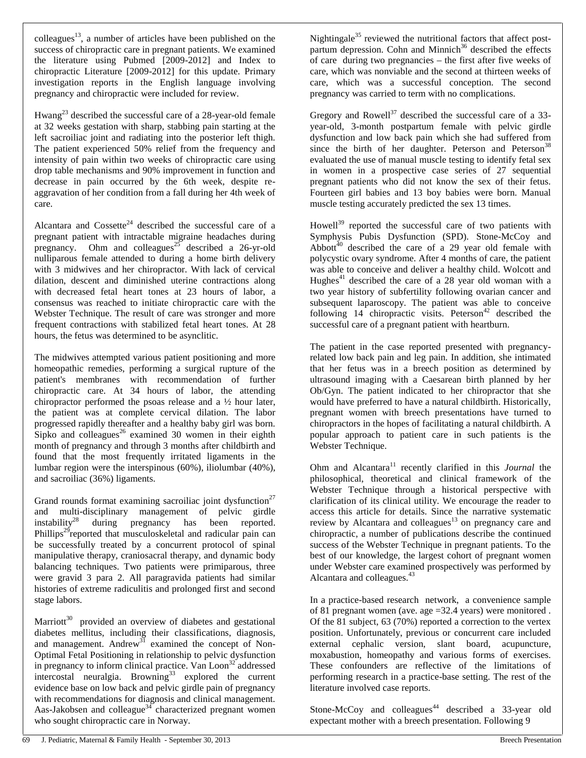colleagues[13], a number of articles have been published on the success of chiropractic care in pregnant patients. We examined the literature using Pubmed [2009-2012] and Index to chiropractic Literature [2009-2012] for this update. Primary investigation reports in the English language involving pregnancy and chiropractic were included for review.

Hwang[23] described the successful care of a 28-year-old female at 32 weeks gestation with sharp, stabbing pain starting at the left sacroiliac joint and radiating into the posterior left thigh. The patient experienced 50% relief from the frequency and intensity of pain within two weeks of chiropractic care using drop table mechanisms and 90% improvement in function and decrease in pain occurred by the 6th week, despite re-aggravation of her condition from a fall during her 4th week of care.

Alcantara and Cossette[24] described the successful care of a pregnant patient with intractable migraine headaches during pregnancy. Ohm and colleagues[25] described a 26-yr-old nulliparous female attended to during a home birth delivery with 3 midwives and her chiropractor. With lack of cervical dilation, descent and diminished uterine contractions along with decreased fetal heart tones at 23 hours of labor, a consensus was reached to initiate chiropractic care with the Webster Technique. The result of care was stronger and more frequent contractions with stabilized fetal heart tones. At 28 hours, the fetus was determined to be asynclitic.

The midwives attempted various patient positioning and more homeopathic remedies, performing a surgical rupture of the patient's membranes with recommendation of further chiropractic care. At 34 hours of labor, the attending chiropractor performed the psoas release and a ½ hour later, the patient was at complete cervical dilation. The labor progressed rapidly thereafter and a healthy baby girl was born. Sipko and colleagues[26] examined 30 women in their eighth month of pregnancy and through 3 months after childbirth and found that the most frequently irritated ligaments in the lumbar region were the interspinous (60%), iliolumbar (40%), and sacroiliac (36%) ligaments.

Grand rounds format examining sacroiliac joint dysfunction[27] and multi-disciplinary management of pelvic girdle instability[28] during pregnancy has been reported. Phillips[29] reported that musculoskeletal and radicular pain can be successfully treated by a concurrent protocol of spinal manipulative therapy, craniosacral therapy, and dynamic body balancing techniques. Two patients were primiparous, three were gravid 3 para 2. All paragravida patients had similar histories of extreme radiculitis and prolonged first and second stage labors.

Marriott[30] provided an overview of diabetes and gestational diabetes mellitus, including their classifications, diagnosis, and management. Andrew[31] examined the concept of Non-Optimal Fetal Positioning in relationship to pelvic dysfunction in pregnancy to inform clinical practice. Van Loon[32] addressed intercostal neuralgia. Browning[33] explored the current evidence base on low back and pelvic girdle pain of pregnancy with recommendations for diagnosis and clinical management. Aas-Jakobsen and colleague[34] characterized pregnant women who sought chiropractic care in Norway.

Nightingale[35] reviewed the nutritional factors that affect post-partum depression. Cohn and Minnich[36] described the effects of care during two pregnancies – the first after five weeks of care, which was nonviable and the second at thirteen weeks of care, which was a successful conception. The second pregnancy was carried to term with no complications.

Gregory and Rowell[37] described the successful care of a 33-year-old, 3-month postpartum female with pelvic girdle dysfunction and low back pain which she had suffered from since the birth of her daughter. Peterson and Peterson[38] evaluated the use of manual muscle testing to identify fetal sex in women in a prospective case series of 27 sequential pregnant patients who did not know the sex of their fetus. Fourteen girl babies and 13 boy babies were born. Manual muscle testing accurately predicted the sex 13 times.

Howell[39] reported the successful care of two patients with Symphysis Pubis Dysfunction (SPD). Stone-McCoy and Abbott[40] described the care of a 29 year old female with polycystic ovary syndrome. After 4 months of care, the patient was able to conceive and deliver a healthy child. Wolcott and Hughes[41] described the care of a 28 year old woman with a two year history of subfertility following ovarian cancer and subsequent laparoscopy. The patient was able to conceive following 14 chiropractic visits. Peterson[42] described the successful care of a pregnant patient with heartburn.

The patient in the case reported presented with pregnancy-related low back pain and leg pain. In addition, she intimated that her fetus was in a breech position as determined by ultrasound imaging with a Caesarean birth planned by her Ob/Gyn. The patient indicated to her chiropractor that she would have preferred to have a natural childbirth. Historically, pregnant women with breech presentations have turned to chiropractors in the hopes of facilitating a natural childbirth. A popular approach to patient care in such patients is the Webster Technique.

Ohm and Alcantara[11] recently clarified in this *Journal* the philosophical, theoretical and clinical framework of the Webster Technique through a historical perspective with clarification of its clinical utility. We encourage the reader to access this article for details. Since the narrative systematic review by Alcantara and colleagues[13] on pregnancy care and chiropractic, a number of publications describe the continued success of the Webster Technique in pregnant patients. To the best of our knowledge, the largest cohort of pregnant women under Webster care examined prospectively was performed by Alcantara and colleagues.[43]

In a practice-based research network, a convenience sample of 81 pregnant women (ave. age =32.4 years) were monitored . Of the 81 subject, 63 (70%) reported a correction to the vertex position. Unfortunately, previous or concurrent care included external cephalic version, slant board, acupuncture, moxabustion, homeopathy and various forms of exercises. These confounders are reflective of the limitations of performing research in a practice-base setting. The rest of the literature involved case reports.

Stone-McCoy and colleagues[44] described a 33-year old expectant mother with a breech presentation. Following 9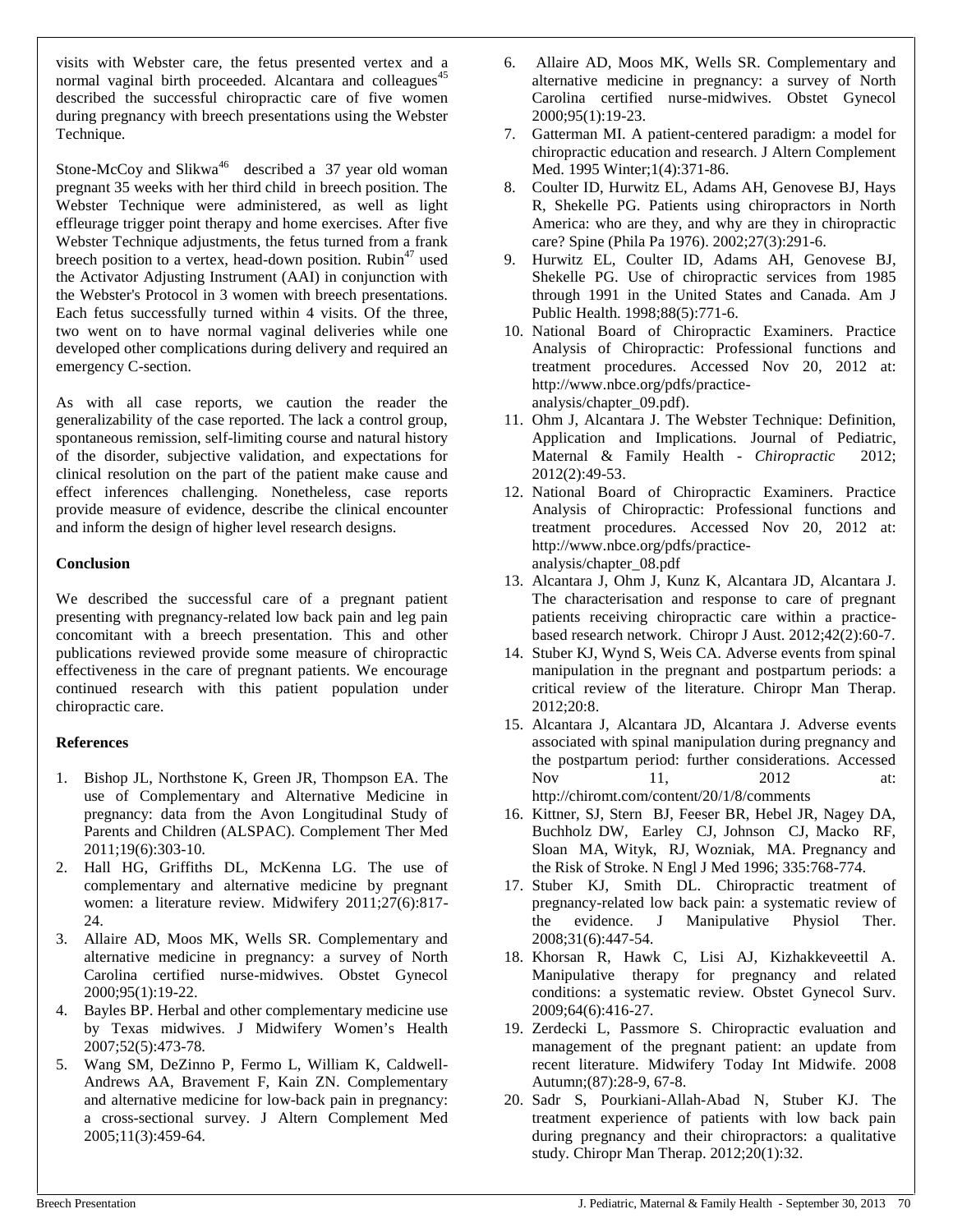visits with Webster care, the fetus presented vertex and a normal vaginal birth proceeded. Alcantara and colleagues[45] described the successful chiropractic care of five women during pregnancy with breech presentations using the Webster Technique.

Stone-McCoy and Slikwa[46] described a 37 year old woman pregnant 35 weeks with her third child in breech position. The Webster Technique were administered, as well as light effleurage trigger point therapy and home exercises. After five Webster Technique adjustments, the fetus turned from a frank breech position to a vertex, head-down position. Rubin[47] used the Activator Adjusting Instrument (AAI) in conjunction with the Webster's Protocol in 3 women with breech presentations. Each fetus successfully turned within 4 visits. Of the three, two went on to have normal vaginal deliveries while one developed other complications during delivery and required an emergency C-section.

As with all case reports, we caution the reader the generalizability of the case reported. The lack a control group, spontaneous remission, self-limiting course and natural history of the disorder, subjective validation, and expectations for clinical resolution on the part of the patient make cause and effect inferences challenging. Nonetheless, case reports provide measure of evidence, describe the clinical encounter and inform the design of higher level research designs.

**Conclusion**

We described the successful care of a pregnant patient presenting with pregnancy-related low back pain and leg pain concomitant with a breech presentation. This and other publications reviewed provide some measure of chiropractic effectiveness in the care of pregnant patients. We encourage continued research with this patient population under chiropractic care.

**References**

1. Bishop JL, Northstone K, Green JR, Thompson EA. The use of Complementary and Alternative Medicine in pregnancy: data from the Avon Longitudinal Study of Parents and Children (ALSPAC). Complement Ther Med 2011;19(6):303-10.
2. Hall HG, Griffiths DL, McKenna LG. The use of complementary and alternative medicine by pregnant women: a literature review. Midwifery 2011;27(6):817-24.
3. Allaire AD, Moos MK, Wells SR. Complementary and alternative medicine in pregnancy: a survey of North Carolina certified nurse-midwives. Obstet Gynecol 2000;95(1):19-22.
4. Bayles BP. Herbal and other complementary medicine use by Texas midwives. J Midwifery Women's Health 2007;52(5):473-78.
5. Wang SM, DeZinno P, Fermo L, William K, Caldwell-Andrews AA, Bravement F, Kain ZN. Complementary and alternative medicine for low-back pain in pregnancy: a cross-sectional survey. J Altern Complement Med 2005;11(3):459-64.
6. Allaire AD, Moos MK, Wells SR. Complementary and alternative medicine in pregnancy: a survey of North Carolina certified nurse-midwives. Obstet Gynecol 2000;95(1):19-23.
7. Gatterman MI. A patient-centered paradigm: a model for chiropractic education and research. J Altern Complement Med. 1995 Winter;1(4):371-86.
8. Coulter ID, Hurwitz EL, Adams AH, Genovese BJ, Hays R, Shekelle PG. Patients using chiropractors in North America: who are they, and why are they in chiropractic care? Spine (Phila Pa 1976). 2002;27(3):291-6.
9. Hurwitz EL, Coulter ID, Adams AH, Genovese BJ, Shekelle PG. Use of chiropractic services from 1985 through 1991 in the United States and Canada. Am J Public Health. 1998;88(5):771-6.
10. National Board of Chiropractic Examiners. Practice Analysis of Chiropractic: Professional functions and treatment procedures. Accessed Nov 20, 2012 at: http://www.nbce.org/pdfs/practice-analysis/chapter_09.pdf).
11. Ohm J, Alcantara J. The Webster Technique: Definition, Application and Implications. Journal of Pediatric, Maternal & Family Health - *Chiropractic* 2012; 2012(2):49-53.
12. National Board of Chiropractic Examiners. Practice Analysis of Chiropractic: Professional functions and treatment procedures. Accessed Nov 20, 2012 at: http://www.nbce.org/pdfs/practice-analysis/chapter_08.pdf
13. Alcantara J, Ohm J, Kunz K, Alcantara JD, Alcantara J. The characterisation and response to care of pregnant patients receiving chiropractic care within a practice-based research network. Chiropr J Aust. 2012;42(2):60-7.
14. Stuber KJ, Wynd S, Weis CA. Adverse events from spinal manipulation in the pregnant and postpartum periods: a critical review of the literature. Chiropr Man Therap. 2012;20:8.
15. Alcantara J, Alcantara JD, Alcantara J. Adverse events associated with spinal manipulation during pregnancy and the postpartum period: further considerations. Accessed Nov 11, 2012 at: http://chiromt.com/content/20/1/8/comments
16. Kittner, SJ, Stern BJ, Feeser BR, Hebel JR, Nagey DA, Buchholz DW, Earley CJ, Johnson CJ, Macko RF, Sloan MA, Wityk, RJ, Wozniak, MA. Pregnancy and the Risk of Stroke. N Engl J Med 1996; 335:768-774.
17. Stuber KJ, Smith DL. Chiropractic treatment of pregnancy-related low back pain: a systematic review of the evidence. J Manipulative Physiol Ther. 2008;31(6):447-54.
18. Khorsan R, Hawk C, Lisi AJ, Kizhakkeveettil A. Manipulative therapy for pregnancy and related conditions: a systematic review. Obstet Gynecol Surv. 2009;64(6):416-27.
19. Zerdecki L, Passmore S. Chiropractic evaluation and management of the pregnant patient: an update from recent literature. Midwifery Today Int Midwife. 2008 Autumn;(87):28-9, 67-8.
20. Sadr S, Pourkiani-Allah-Abad N, Stuber KJ. The treatment experience of patients with low back pain during pregnancy and their chiropractors: a qualitative study. Chiropr Man Therap. 2012;20(1):32.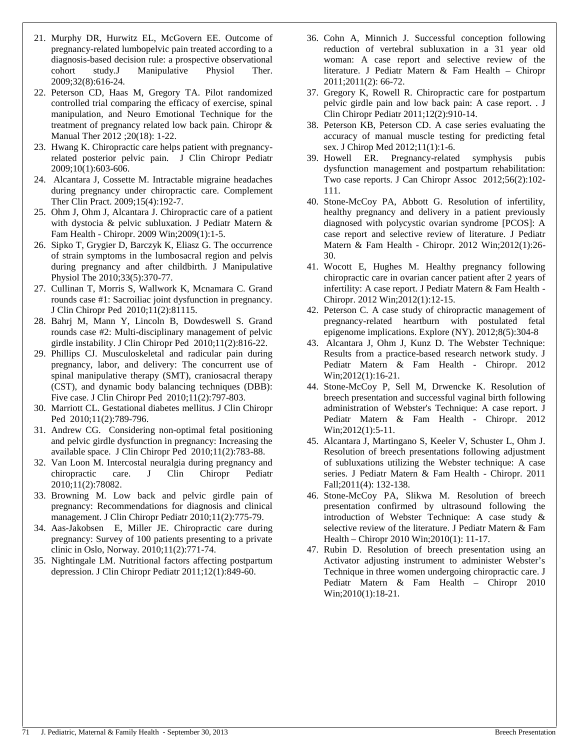21. Murphy DR, Hurwitz EL, McGovern EE. Outcome of pregnancy-related lumbopelvic pain treated according to a diagnosis-based decision rule: a prospective observational cohort study.J Manipulative Physiol Ther. 2009;32(8):616-24.
22. Peterson CD, Haas M, Gregory TA. Pilot randomized controlled trial comparing the efficacy of exercise, spinal manipulation, and Neuro Emotional Technique for the treatment of pregnancy related low back pain. Chiropr & Manual Ther 2012 ;20(18): 1-22.
23. Hwang K. Chiropractic care helps patient with pregnancy-related posterior pelvic pain. J Clin Chiropr Pediatr 2009;10(1):603-606.
24. Alcantara J, Cossette M. Intractable migraine headaches during pregnancy under chiropractic care. Complement Ther Clin Pract. 2009;15(4):192-7.
25. Ohm J, Ohm J, Alcantara J. Chiropractic care of a patient with dystocia & pelvic subluxation. J Pediatr Matern & Fam Health - Chiropr. 2009 Win;2009(1):1-5.
26. Sipko T, Grygier D, Barczyk K, Eliasz G. The occurrence of strain symptoms in the lumbosacral region and pelvis during pregnancy and after childbirth. J Manipulative Physiol The 2010;33(5):370-77.
27. Cullinan T, Morris S, Wallwork K, Mcnamara C. Grand rounds case #1: Sacroiliac joint dysfunction in pregnancy. J Clin Chiropr Ped 2010;11(2):81115.
28. Bahrj M, Mann Y, Lincoln B, Dowdeswell S. Grand rounds case #2: Multi-disciplinary management of pelvic girdle instability. J Clin Chiropr Ped 2010;11(2):816-22.
29. Phillips CJ. Musculoskeletal and radicular pain during pregnancy, labor, and delivery: The concurrent use of spinal manipulative therapy (SMT), craniosacral therapy (CST), and dynamic body balancing techniques (DBB): Five case. J Clin Chiropr Ped 2010;11(2):797-803.
30. Marriott CL. Gestational diabetes mellitus. J Clin Chiropr Ped 2010;11(2):789-796.
31. Andrew CG. Considering non-optimal fetal positioning and pelvic girdle dysfunction in pregnancy: Increasing the available space. J Clin Chiropr Ped 2010;11(2):783-88.
32. Van Loon M. Intercostal neuralgia during pregnancy and chiropractic care. J Clin Chiropr Pediatr 2010;11(2):78082.
33. Browning M. Low back and pelvic girdle pain of pregnancy: Recommendations for diagnosis and clinical management. J Clin Chiropr Pediatr 2010;11(2):775-79.
34. Aas-Jakobsen E, Miller JE. Chiropractic care during pregnancy: Survey of 100 patients presenting to a private clinic in Oslo, Norway. 2010;11(2):771-74.
35. Nightingale LM. Nutritional factors affecting postpartum depression. J Clin Chiropr Pediatr 2011;12(1):849-60.
36. Cohn A, Minnich J. Successful conception following reduction of vertebral subluxation in a 31 year old woman: A case report and selective review of the literature. J Pediatr Matern & Fam Health – Chiropr 2011;2011(2): 66-72.
37. Gregory K, Rowell R. Chiropractic care for postpartum pelvic girdle pain and low back pain: A case report. . J Clin Chiropr Pediatr 2011;12(2):910-14.
38. Peterson KB, Peterson CD. A case series evaluating the accuracy of manual muscle testing for predicting fetal sex. J Chirop Med 2012;11(1):1-6.
39. Howell ER. Pregnancy-related symphysis pubis dysfunction management and postpartum rehabilitation: Two case reports. J Can Chiropr Assoc 2012;56(2):102-111.
40. Stone-McCoy PA, Abbott G. Resolution of infertility, healthy pregnancy and delivery in a patient previously diagnosed with polycystic ovarian syndrome [PCOS]: A case report and selective review of literature. J Pediatr Matern & Fam Health - Chiropr. 2012 Win;2012(1):26-30.
41. Wocott E, Hughes M. Healthy pregnancy following chiropractic care in ovarian cancer patient after 2 years of infertility: A case report. J Pediatr Matern & Fam Health - Chiropr. 2012 Win;2012(1):12-15.
42. Peterson C. A case study of chiropractic management of pregnancy-related heartburn with postulated fetal epigenome implications. Explore (NY). 2012;8(5):304-8
43. Alcantara J, Ohm J, Kunz D. The Webster Technique: Results from a practice-based research network study. J Pediatr Matern & Fam Health - Chiropr. 2012 Win;2012(1):16-21.
44. Stone-McCoy P, Sell M, Drwencke K. Resolution of breech presentation and successful vaginal birth following administration of Webster's Technique: A case report. J Pediatr Matern & Fam Health - Chiropr. 2012 Win;2012(1):5-11.
45. Alcantara J, Martingano S, Keeler V, Schuster L, Ohm J. Resolution of breech presentations following adjustment of subluxations utilizing the Webster technique: A case series. J Pediatr Matern & Fam Health - Chiropr. 2011 Fall;2011(4): 132-138.
46. Stone-McCoy PA, Slikwa M. Resolution of breech presentation confirmed by ultrasound following the introduction of Webster Technique: A case study & selective review of the literature. J Pediatr Matern & Fam Health – Chiropr 2010 Win;2010(1): 11-17.
47. Rubin D. Resolution of breech presentation using an Activator adjusting instrument to administer Webster's Technique in three women undergoing chiropractic care. J Pediatr Matern & Fam Health – Chiropr 2010 Win;2010(1):18-21.